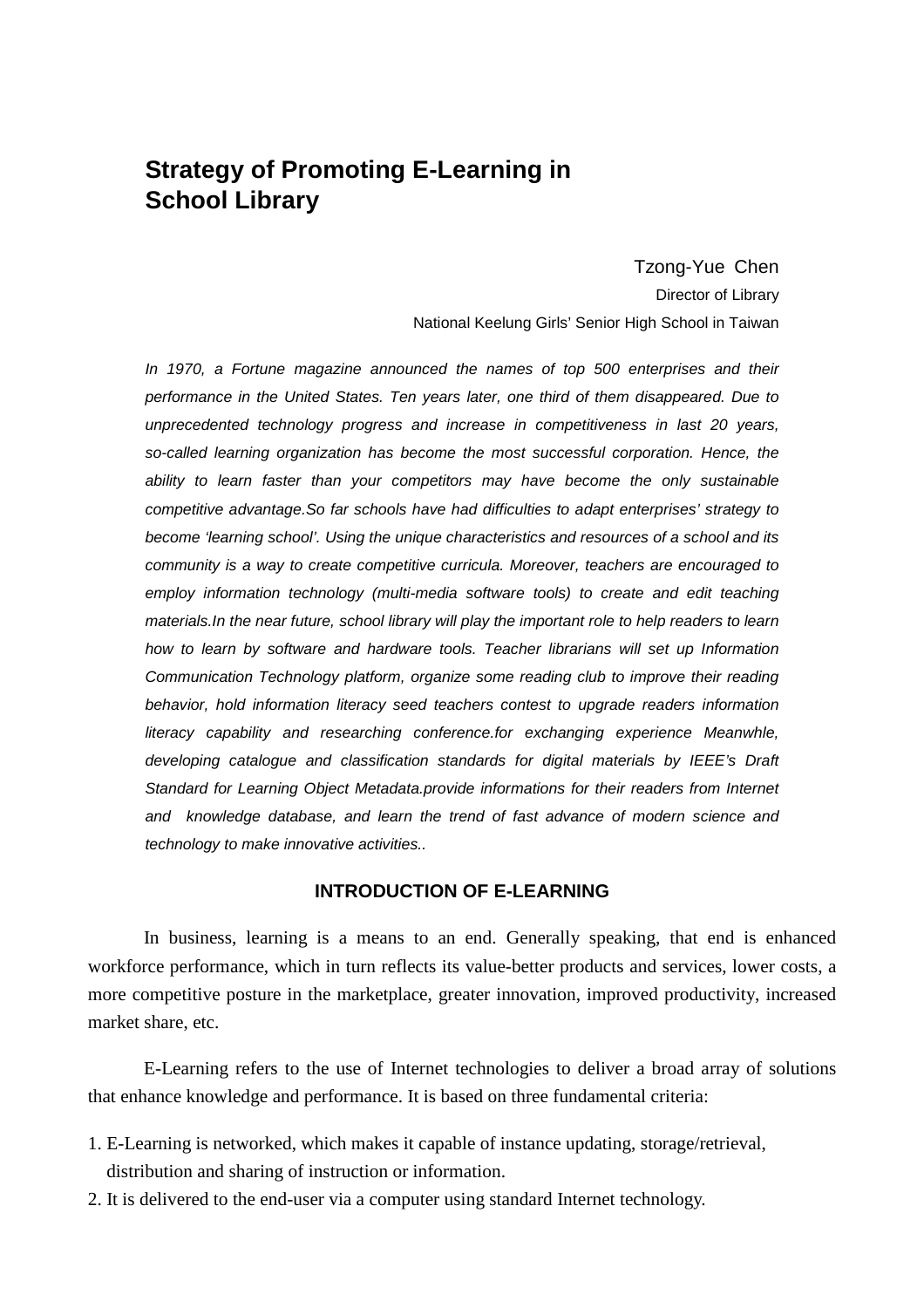# Strategy of Promoting E-Learning in School Library

Tzong-Yue Chen
Director of Library
National Keelung Girls' Senior High School in Taiwan

*In 1970, a Fortune magazine announced the names of top 500 enterprises and their performance in the United States. Ten years later, one third of them disappeared. Due to unprecedented technology progress and increase in competitiveness in last 20 years, so-called learning organization has become the most successful corporation. Hence, the ability to learn faster than your competitors may have become the only sustainable competitive advantage.So far schools have had difficulties to adapt enterprises' strategy to become 'learning school'. Using the unique characteristics and resources of a school and its community is a way to create competitive curricula. Moreover, teachers are encouraged to employ information technology (multi-media software tools) to create and edit teaching materials.In the near future, school library will play the important role to help readers to learn how to learn by software and hardware tools. Teacher librarians will set up Information Communication Technology platform, organize some reading club to improve their reading behavior, hold information literacy seed teachers contest to upgrade readers information literacy capability and researching conference.for exchanging experience Meanwhle, developing catalogue and classification standards for digital materials by IEEE's Draft Standard for Learning Object Metadata.provide informations for their readers from Internet and knowledge database, and learn the trend of fast advance of modern science and technology to make innovative activities..*

## INTRODUCTION OF E-LEARNING

In business, learning is a means to an end. Generally speaking, that end is enhanced workforce performance, which in turn reflects its value-better products and services, lower costs, a more competitive posture in the marketplace, greater innovation, improved productivity, increased market share, etc.

E-Learning refers to the use of Internet technologies to deliver a broad array of solutions that enhance knowledge and performance. It is based on three fundamental criteria:

1. E-Learning is networked, which makes it capable of instance updating, storage/retrieval, distribution and sharing of instruction or information.
2. It is delivered to the end-user via a computer using standard Internet technology.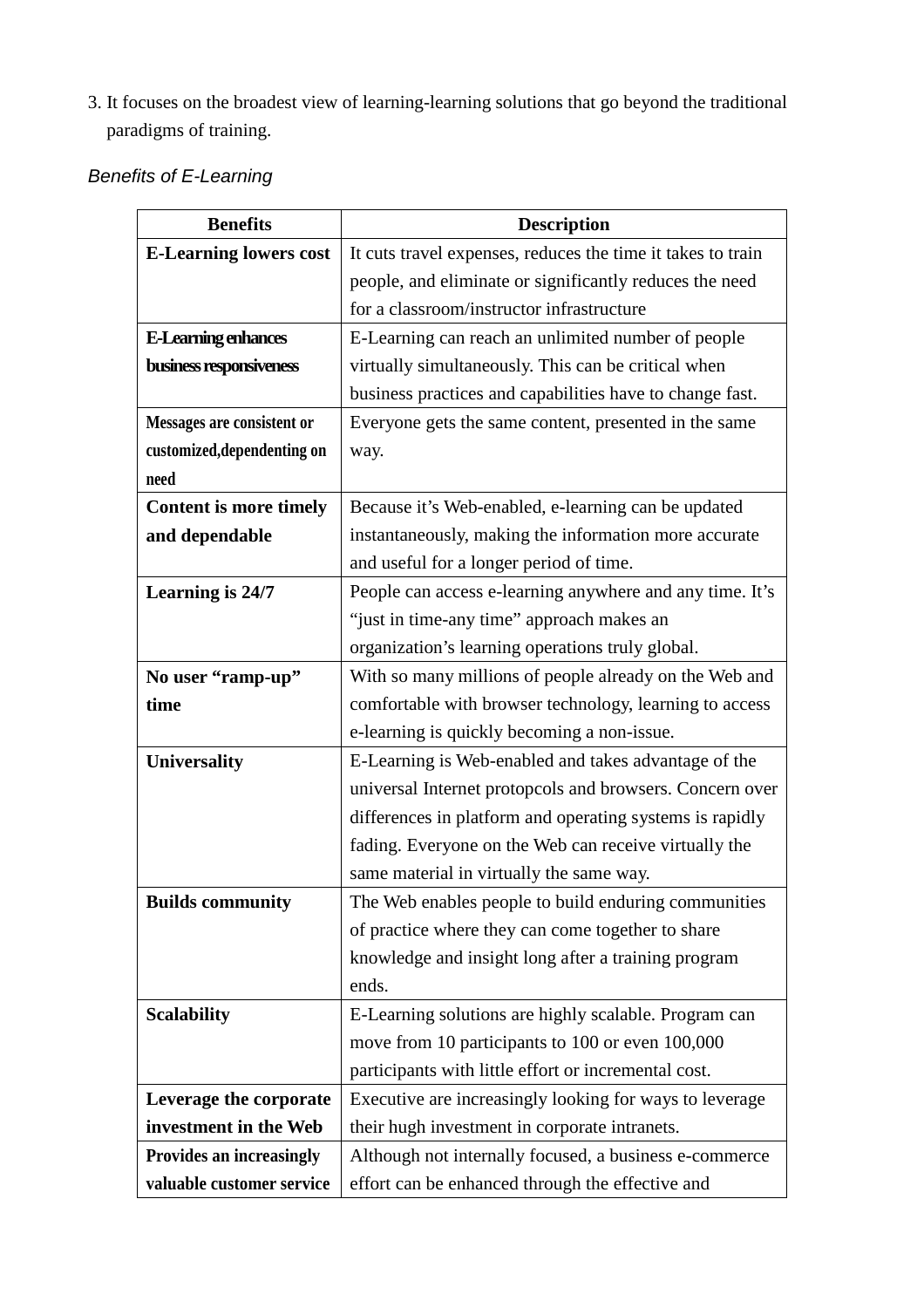3. It focuses on the broadest view of learning-learning solutions that go beyond the traditional paradigms of training.

*Benefits of E-Learning*

| Benefits | Description |
|---|---|
| **E-Learning lowers cost** | It cuts travel expenses, reduces the time it takes to train people, and eliminate or significantly reduces the need for a classroom/instructor infrastructure |
| **E-Learning enhances business responsiveness** | E-Learning can reach an unlimited number of people virtually simultaneously. This can be critical when business practices and capabilities have to change fast. |
| **Messages are consistent or customized,dependenting on need** | Everyone gets the same content, presented in the same way. |
| **Content is more timely and dependable** | Because it's Web-enabled, e-learning can be updated instantaneously, making the information more accurate and useful for a longer period of time. |
| **Learning is 24/7** | People can access e-learning anywhere and any time. It's "just in time-any time" approach makes an organization's learning operations truly global. |
| **No user "ramp-up" time** | With so many millions of people already on the Web and comfortable with browser technology, learning to access e-learning is quickly becoming a non-issue. |
| **Universality** | E-Learning is Web-enabled and takes advantage of the universal Internet protopcols and browsers. Concern over differences in platform and operating systems is rapidly fading. Everyone on the Web can receive virtually the same material in virtually the same way. |
| **Builds community** | The Web enables people to build enduring communities of practice where they can come together to share knowledge and insight long after a training program ends. |
| **Scalability** | E-Learning solutions are highly scalable. Program can move from 10 participants to 100 or even 100,000 participants with little effort or incremental cost. |
| **Leverage the corporate investment in the Web** | Executive are increasingly looking for ways to leverage their hugh investment in corporate intranets. |
| **Provides an increasingly valuable customer service** | Although not internally focused, a business e-commerce effort can be enhanced through the effective and |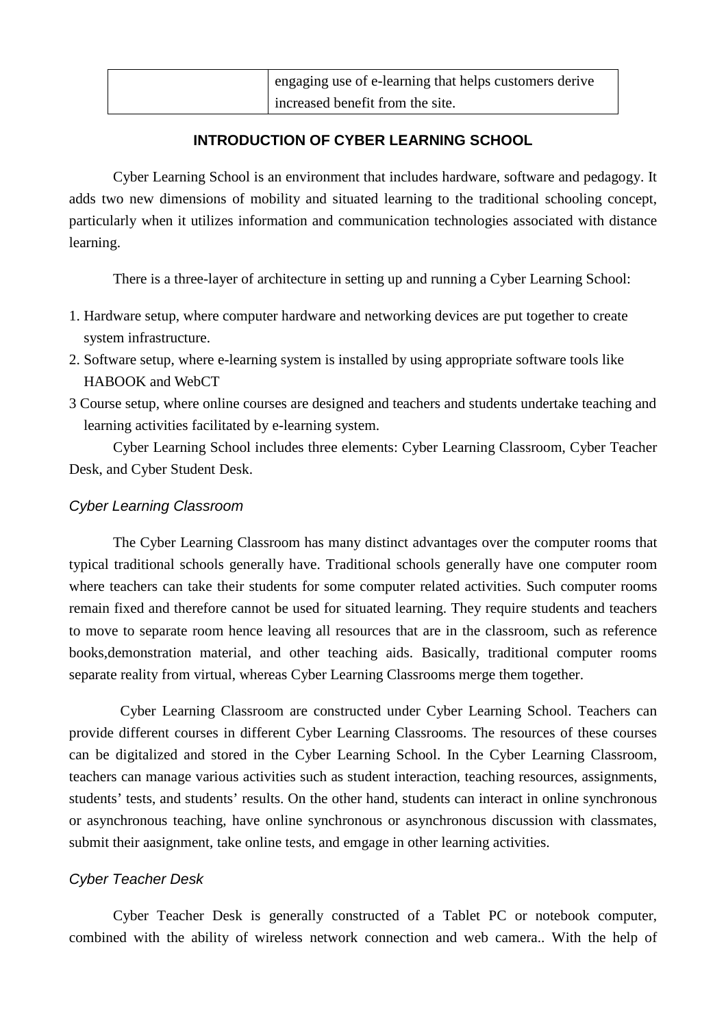| | engaging use of e-learning that helps customers derive increased benefit from the site. |
|---|---|

## INTRODUCTION OF CYBER LEARNING SCHOOL

Cyber Learning School is an environment that includes hardware, software and pedagogy. It adds two new dimensions of mobility and situated learning to the traditional schooling concept, particularly when it utilizes information and communication technologies associated with distance learning.

There is a three-layer of architecture in setting up and running a Cyber Learning School:

1. Hardware setup, where computer hardware and networking devices are put together to create system infrastructure.
2. Software setup, where e-learning system is installed by using appropriate software tools like HABOOK and WebCT
3 Course setup, where online courses are designed and teachers and students undertake teaching and learning activities facilitated by e-learning system.

Cyber Learning School includes three elements: Cyber Learning Classroom, Cyber Teacher Desk, and Cyber Student Desk.

### *Cyber Learning Classroom*

The Cyber Learning Classroom has many distinct advantages over the computer rooms that typical traditional schools generally have. Traditional schools generally have one computer room where teachers can take their students for some computer related activities. Such computer rooms remain fixed and therefore cannot be used for situated learning. They require students and teachers to move to separate room hence leaving all resources that are in the classroom, such as reference books,demonstration material, and other teaching aids. Basically, traditional computer rooms separate reality from virtual, whereas Cyber Learning Classrooms merge them together.

Cyber Learning Classroom are constructed under Cyber Learning School. Teachers can provide different courses in different Cyber Learning Classrooms. The resources of these courses can be digitalized and stored in the Cyber Learning School. In the Cyber Learning Classroom, teachers can manage various activities such as student interaction, teaching resources, assignments, students' tests, and students' results. On the other hand, students can interact in online synchronous or asynchronous teaching, have online synchronous or asynchronous discussion with classmates, submit their aasignment, take online tests, and emgage in other learning activities.

### *Cyber Teacher Desk*

Cyber Teacher Desk is generally constructed of a Tablet PC or notebook computer, combined with the ability of wireless network connection and web camera.. With the help of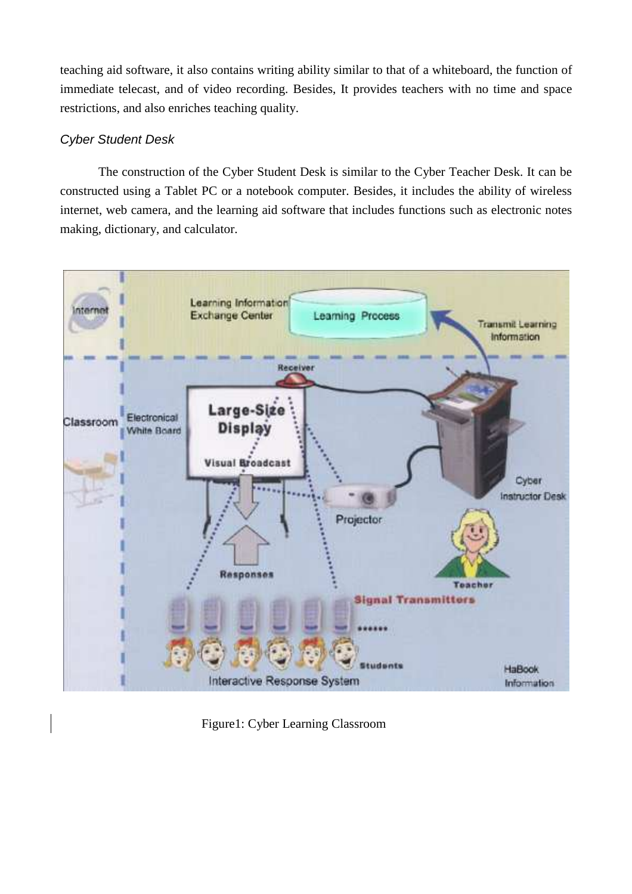teaching aid software, it also contains writing ability similar to that of a whiteboard, the function of immediate telecast, and of video recording. Besides, It provides teachers with no time and space restrictions, and also enriches teaching quality.

*Cyber Student Desk*

The construction of the Cyber Student Desk is similar to the Cyber Teacher Desk. It can be constructed using a Tablet PC or a notebook computer. Besides, it includes the ability of wireless internet, web camera, and the learning aid software that includes functions such as electronic notes making, dictionary, and calculator.

Figure1: Cyber Learning Classroom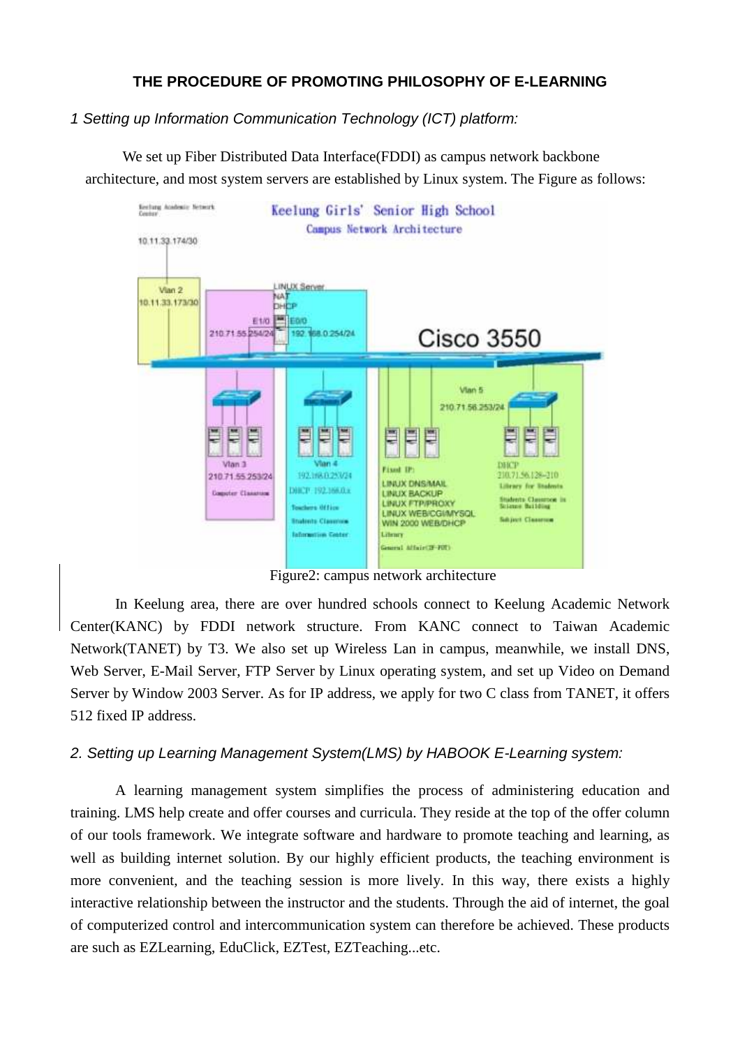**THE PROCEDURE OF PROMOTING PHILOSOPHY OF E-LEARNING**

*1 Setting up Information Communication Technology (ICT) platform:*

We set up Fiber Distributed Data Interface(FDDI) as campus network backbone architecture, and most system servers are established by Linux system. The Figure as follows:

Figure2: campus network architecture

In Keelung area, there are over hundred schools connect to Keelung Academic Network Center(KANC) by FDDI network structure. From KANC connect to Taiwan Academic Network(TANET) by T3. We also set up Wireless Lan in campus, meanwhile, we install DNS, Web Server, E-Mail Server, FTP Server by Linux operating system, and set up Video on Demand Server by Window 2003 Server. As for IP address, we apply for two C class from TANET, it offers 512 fixed IP address.

*2. Setting up Learning Management System(LMS) by HABOOK E-Learning system:*

A learning management system simplifies the process of administering education and training. LMS help create and offer courses and curricula. They reside at the top of the offer column of our tools framework. We integrate software and hardware to promote teaching and learning, as well as building internet solution. By our highly efficient products, the teaching environment is more convenient, and the teaching session is more lively. In this way, there exists a highly interactive relationship between the instructor and the students. Through the aid of internet, the goal of computerized control and intercommunication system can therefore be achieved. These products are such as EZLearning, EduClick, EZTest, EZTeaching...etc.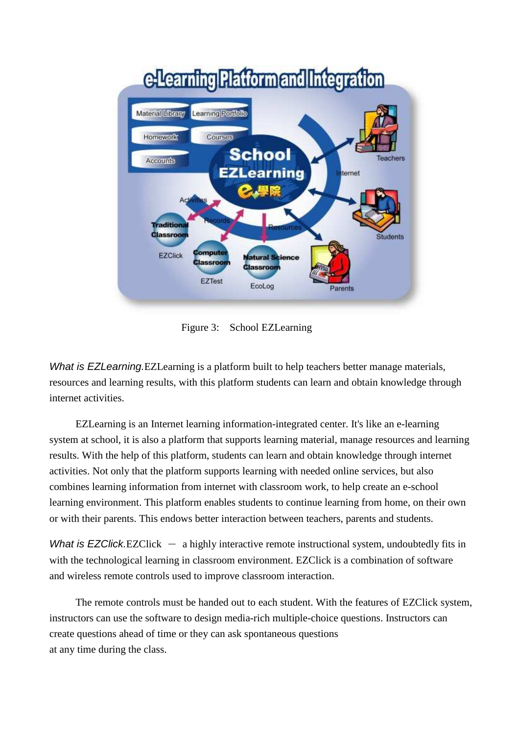Figure 3: School EZLearning

*What is EZLearning.* EZLearning is a platform built to help teachers better manage materials, resources and learning results, with this platform students can learn and obtain knowledge through internet activities.

EZLearning is an Internet learning information-integrated center. It's like an e-learning system at school, it is also a platform that supports learning material, manage resources and learning results. With the help of this platform, students can learn and obtain knowledge through internet activities. Not only that the platform supports learning with needed online services, but also combines learning information from internet with classroom work, to help create an e-school learning environment. This platform enables students to continue learning from home, on their own or with their parents. This endows better interaction between teachers, parents and students.

*What is EZClick.* EZClick － a highly interactive remote instructional system, undoubtedly fits in with the technological learning in classroom environment. EZClick is a combination of software and wireless remote controls used to improve classroom interaction.

The remote controls must be handed out to each student. With the features of EZClick system, instructors can use the software to design media-rich multiple-choice questions. Instructors can create questions ahead of time or they can ask spontaneous questions at any time during the class.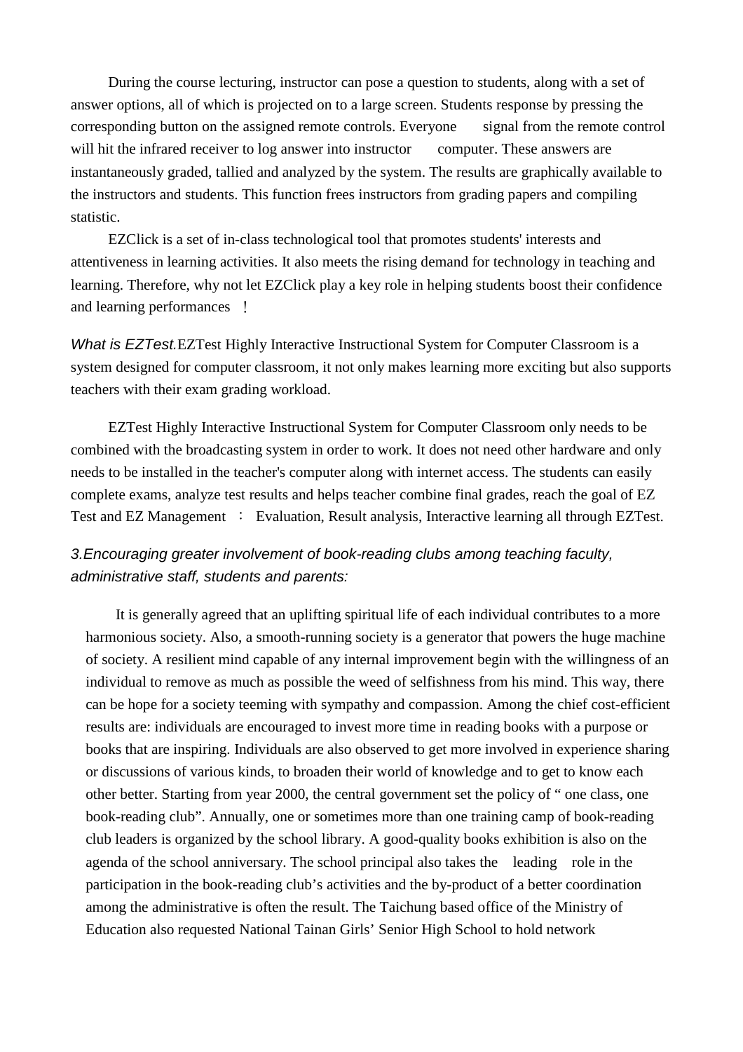During the course lecturing, instructor can pose a question to students, along with a set of answer options, all of which is projected on to a large screen. Students response by pressing the corresponding button on the assigned remote controls. Everyone signal from the remote control will hit the infrared receiver to log answer into instructor computer. These answers are instantaneously graded, tallied and analyzed by the system. The results are graphically available to the instructors and students. This function frees instructors from grading papers and compiling statistic.

EZClick is a set of in-class technological tool that promotes students' interests and attentiveness in learning activities. It also meets the rising demand for technology in teaching and learning. Therefore, why not let EZClick play a key role in helping students boost their confidence and learning performances ！

*What is EZTest.*EZTest Highly Interactive Instructional System for Computer Classroom is a system designed for computer classroom, it not only makes learning more exciting but also supports teachers with their exam grading workload.

EZTest Highly Interactive Instructional System for Computer Classroom only needs to be combined with the broadcasting system in order to work. It does not need other hardware and only needs to be installed in the teacher's computer along with internet access. The students can easily complete exams, analyze test results and helps teacher combine final grades, reach the goal of EZ Test and EZ Management ： Evaluation, Result analysis, Interactive learning all through EZTest.

*3.Encouraging greater involvement of book-reading clubs among teaching faculty, administrative staff, students and parents:*

It is generally agreed that an uplifting spiritual life of each individual contributes to a more harmonious society. Also, a smooth-running society is a generator that powers the huge machine of society. A resilient mind capable of any internal improvement begin with the willingness of an individual to remove as much as possible the weed of selfishness from his mind. This way, there can be hope for a society teeming with sympathy and compassion. Among the chief cost-efficient results are: individuals are encouraged to invest more time in reading books with a purpose or books that are inspiring. Individuals are also observed to get more involved in experience sharing or discussions of various kinds, to broaden their world of knowledge and to get to know each other better. Starting from year 2000, the central government set the policy of " one class, one book-reading club". Annually, one or sometimes more than one training camp of book-reading club leaders is organized by the school library. A good-quality books exhibition is also on the agenda of the school anniversary. The school principal also takes the leading role in the participation in the book-reading club's activities and the by-product of a better coordination among the administrative is often the result. The Taichung based office of the Ministry of Education also requested National Tainan Girls' Senior High School to hold network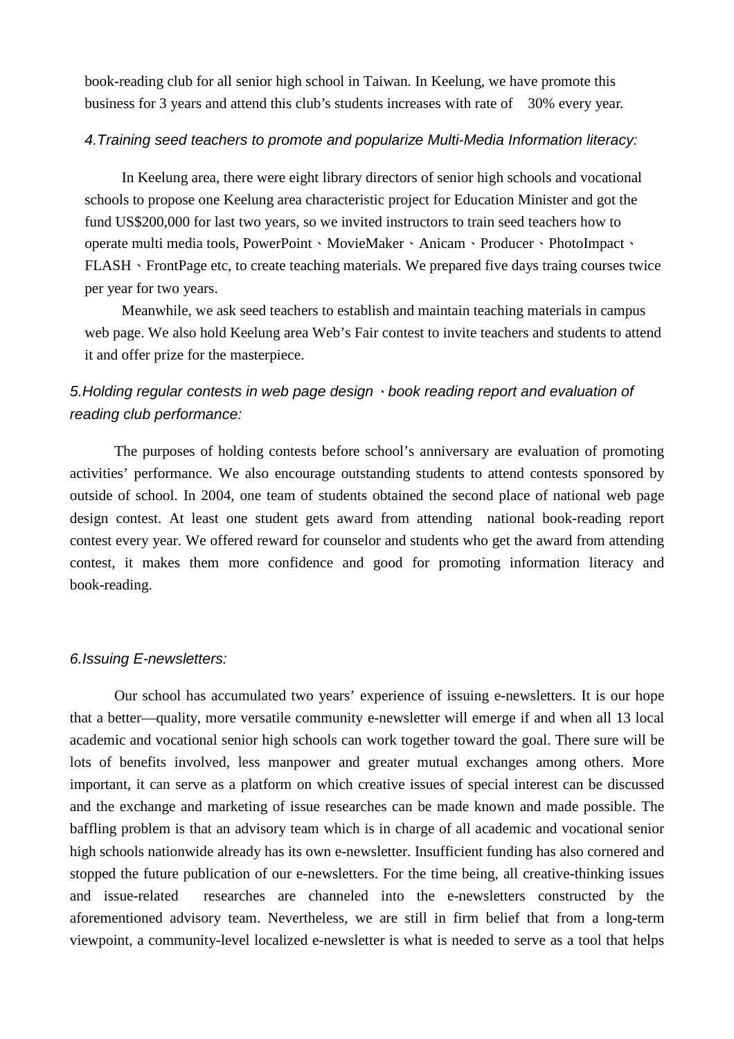book-reading club for all senior high school in Taiwan. In Keelung, we have promote this business for 3 years and attend this club's students increases with rate of 30% every year.

*4.Training seed teachers to promote and popularize Multi-Media Information literacy:*

In Keelung area, there were eight library directors of senior high schools and vocational schools to propose one Keelung area characteristic project for Education Minister and got the fund US$200,000 for last two years, so we invited instructors to train seed teachers how to operate multi media tools, PowerPoint、MovieMaker、Anicam、Producer、PhotoImpact、FLASH、FrontPage etc, to create teaching materials. We prepared five days traing courses twice per year for two years.

Meanwhile, we ask seed teachers to establish and maintain teaching materials in campus web page. We also hold Keelung area Web's Fair contest to invite teachers and students to attend it and offer prize for the masterpiece.

*5.Holding regular contests in web page design、book reading report and evaluation of reading club performance:*

The purposes of holding contests before school's anniversary are evaluation of promoting activities' performance. We also encourage outstanding students to attend contests sponsored by outside of school. In 2004, one team of students obtained the second place of national web page design contest. At least one student gets award from attending national book-reading report contest every year. We offered reward for counselor and students who get the award from attending contest, it makes them more confidence and good for promoting information literacy and book-reading.

*6.Issuing E-newsletters:*

Our school has accumulated two years' experience of issuing e-newsletters. It is our hope that a better—quality, more versatile community e-newsletter will emerge if and when all 13 local academic and vocational senior high schools can work together toward the goal. There sure will be lots of benefits involved, less manpower and greater mutual exchanges among others. More important, it can serve as a platform on which creative issues of special interest can be discussed and the exchange and marketing of issue researches can be made known and made possible. The baffling problem is that an advisory team which is in charge of all academic and vocational senior high schools nationwide already has its own e-newsletter. Insufficient funding has also cornered and stopped the future publication of our e-newsletters. For the time being, all creative-thinking issues and issue-related researches are channeled into the e-newsletters constructed by the aforementioned advisory team. Nevertheless, we are still in firm belief that from a long-term viewpoint, a community-level localized e-newsletter is what is needed to serve as a tool that helps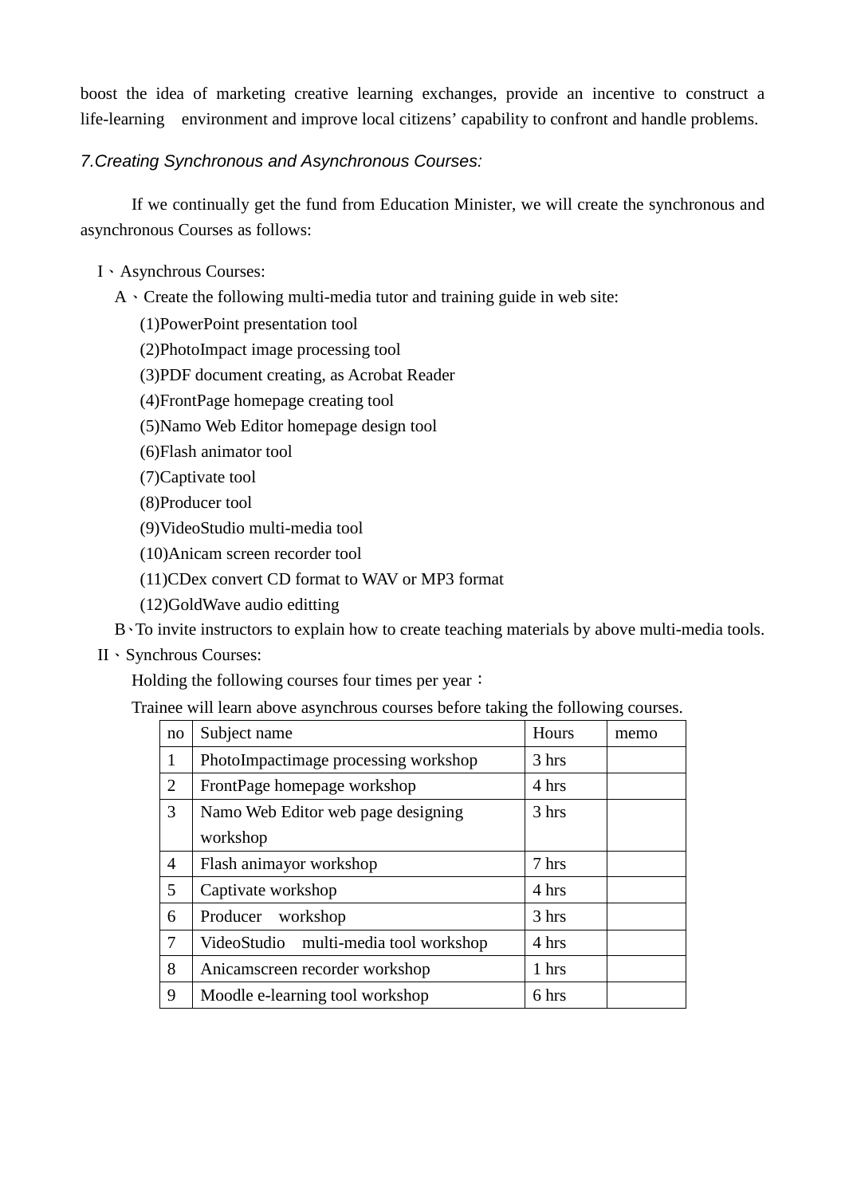boost the idea of marketing creative learning exchanges, provide an incentive to construct a life-learning environment and improve local citizens' capability to confront and handle problems.

*7.Creating Synchronous and Asynchronous Courses:*

If we continually get the fund from Education Minister, we will create the synchronous and asynchronous Courses as follows:

I、Asynchrous Courses:

A、Create the following multi-media tutor and training guide in web site:

(1)PowerPoint presentation tool
(2)PhotoImpact image processing tool
(3)PDF document creating, as Acrobat Reader
(4)FrontPage homepage creating tool
(5)Namo Web Editor homepage design tool
(6)Flash animator tool
(7)Captivate tool
(8)Producer tool
(9)VideoStudio multi-media tool
(10)Anicam screen recorder tool
(11)CDex convert CD format to WAV or MP3 format
(12)GoldWave audio editting

B、To invite instructors to explain how to create teaching materials by above multi-media tools.

II、Synchrous Courses:

Holding the following courses four times per year：

Trainee will learn above asynchrous courses before taking the following courses.

| no | Subject name | Hours | memo |
|---|---|---|---|
| 1 | PhotoImpactimage processing workshop | 3 hrs | |
| 2 | FrontPage homepage workshop | 4 hrs | |
| 3 | Namo Web Editor web page designing workshop | 3 hrs | |
| 4 | Flash animayor workshop | 7 hrs | |
| 5 | Captivate workshop | 4 hrs | |
| 6 | Producer workshop | 3 hrs | |
| 7 | VideoStudio multi-media tool workshop | 4 hrs | |
| 8 | Anicamscreen recorder workshop | 1 hrs | |
| 9 | Moodle e-learning tool workshop | 6 hrs | |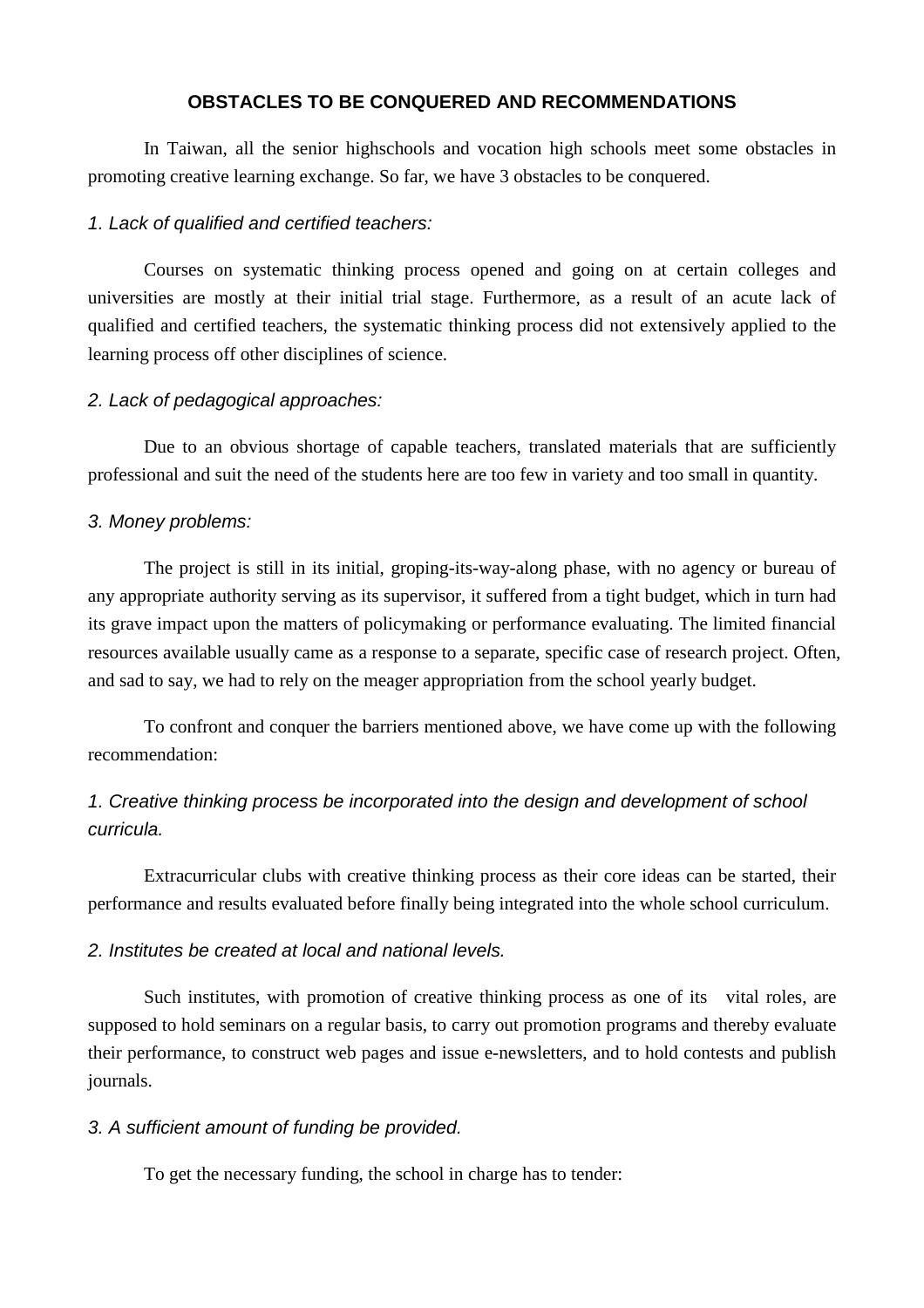## OBSTACLES TO BE CONQUERED AND RECOMMENDATIONS

In Taiwan, all the senior highschools and vocation high schools meet some obstacles in promoting creative learning exchange. So far, we have 3 obstacles to be conquered.

*1. Lack of qualified and certified teachers:*

Courses on systematic thinking process opened and going on at certain colleges and universities are mostly at their initial trial stage. Furthermore, as a result of an acute lack of qualified and certified teachers, the systematic thinking process did not extensively applied to the learning process off other disciplines of science.

*2. Lack of pedagogical approaches:*

Due to an obvious shortage of capable teachers, translated materials that are sufficiently professional and suit the need of the students here are too few in variety and too small in quantity.

*3. Money problems:*

The project is still in its initial, groping-its-way-along phase, with no agency or bureau of any appropriate authority serving as its supervisor, it suffered from a tight budget, which in turn had its grave impact upon the matters of policymaking or performance evaluating. The limited financial resources available usually came as a response to a separate, specific case of research project. Often, and sad to say, we had to rely on the meager appropriation from the school yearly budget.

To confront and conquer the barriers mentioned above, we have come up with the following recommendation:

*1. Creative thinking process be incorporated into the design and development of school curricula.*

Extracurricular clubs with creative thinking process as their core ideas can be started, their performance and results evaluated before finally being integrated into the whole school curriculum.

*2. Institutes be created at local and national levels.*

Such institutes, with promotion of creative thinking process as one of its vital roles, are supposed to hold seminars on a regular basis, to carry out promotion programs and thereby evaluate their performance, to construct web pages and issue e-newsletters, and to hold contests and publish journals.

*3. A sufficient amount of funding be provided.*

To get the necessary funding, the school in charge has to tender: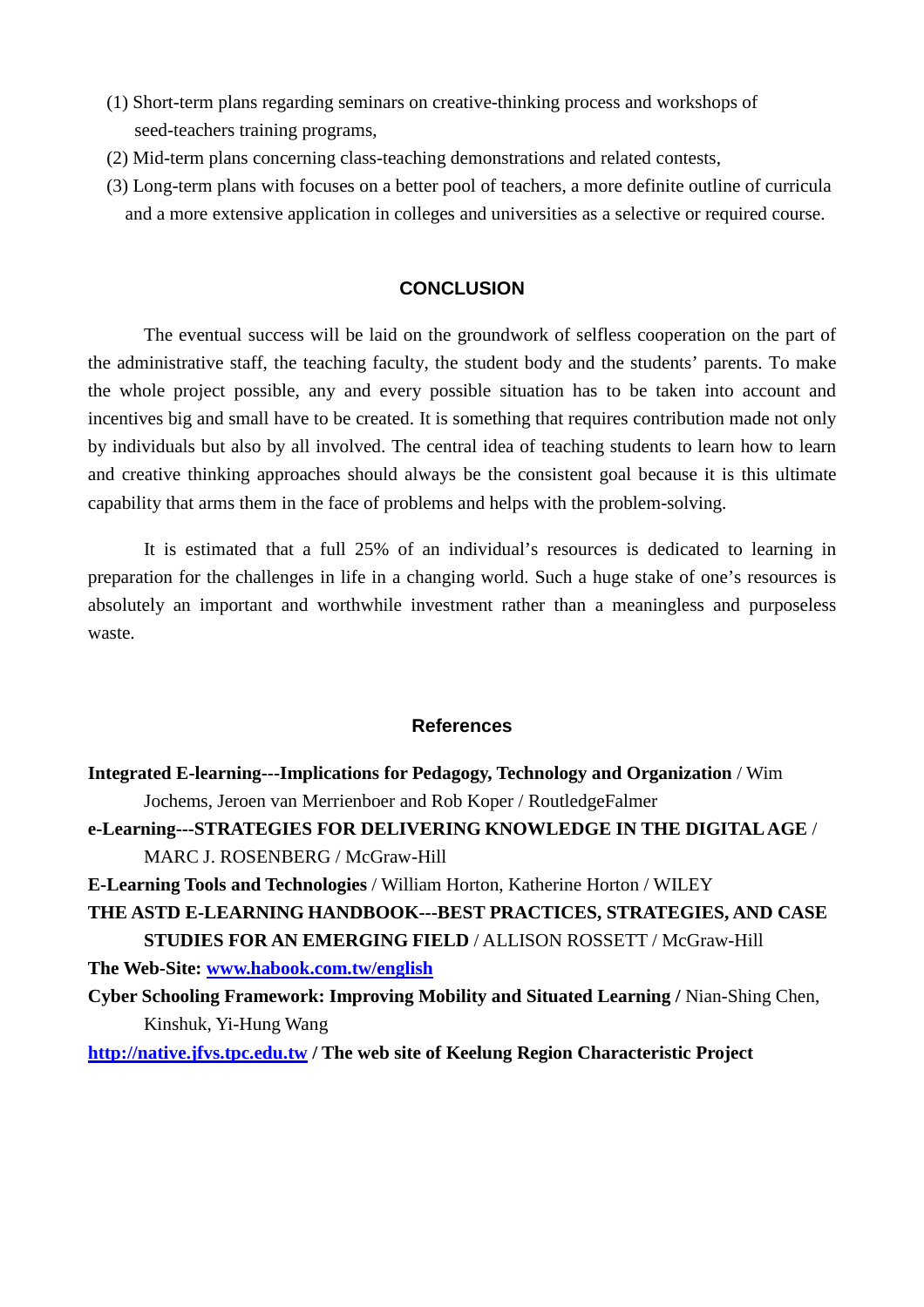(1) Short-term plans regarding seminars on creative-thinking process and workshops of seed-teachers training programs,

(2) Mid-term plans concerning class-teaching demonstrations and related contests,

(3) Long-term plans with focuses on a better pool of teachers, a more definite outline of curricula and a more extensive application in colleges and universities as a selective or required course.

## CONCLUSION

The eventual success will be laid on the groundwork of selfless cooperation on the part of the administrative staff, the teaching faculty, the student body and the students' parents. To make the whole project possible, any and every possible situation has to be taken into account and incentives big and small have to be created. It is something that requires contribution made not only by individuals but also by all involved. The central idea of teaching students to learn how to learn and creative thinking approaches should always be the consistent goal because it is this ultimate capability that arms them in the face of problems and helps with the problem-solving.

It is estimated that a full 25% of an individual's resources is dedicated to learning in preparation for the challenges in life in a changing world. Such a huge stake of one's resources is absolutely an important and worthwhile investment rather than a meaningless and purposeless waste.

## References

**Integrated E-learning---Implications for Pedagogy, Technology and Organization** / Wim Jochems, Jeroen van Merrienboer and Rob Koper / RoutledgeFalmer

**e-Learning---STRATEGIES FOR DELIVERING KNOWLEDGE IN THE DIGITAL AGE** / MARC J. ROSENBERG / McGraw-Hill

**E-Learning Tools and Technologies** / William Horton, Katherine Horton / WILEY

**THE ASTD E-LEARNING HANDBOOK---BEST PRACTICES, STRATEGIES, AND CASE STUDIES FOR AN EMERGING FIELD** / ALLISON ROSSETT / McGraw-Hill

**The Web-Site: [www.habook.com.tw/english](www.habook.com.tw/english)**

**Cyber Schooling Framework: Improving Mobility and Situated Learning /** Nian-Shing Chen, Kinshuk, Yi-Hung Wang

**[http://native.jfvs.tpc.edu.tw](http://native.jfvs.tpc.edu.tw) / The web site of Keelung Region Characteristic Project**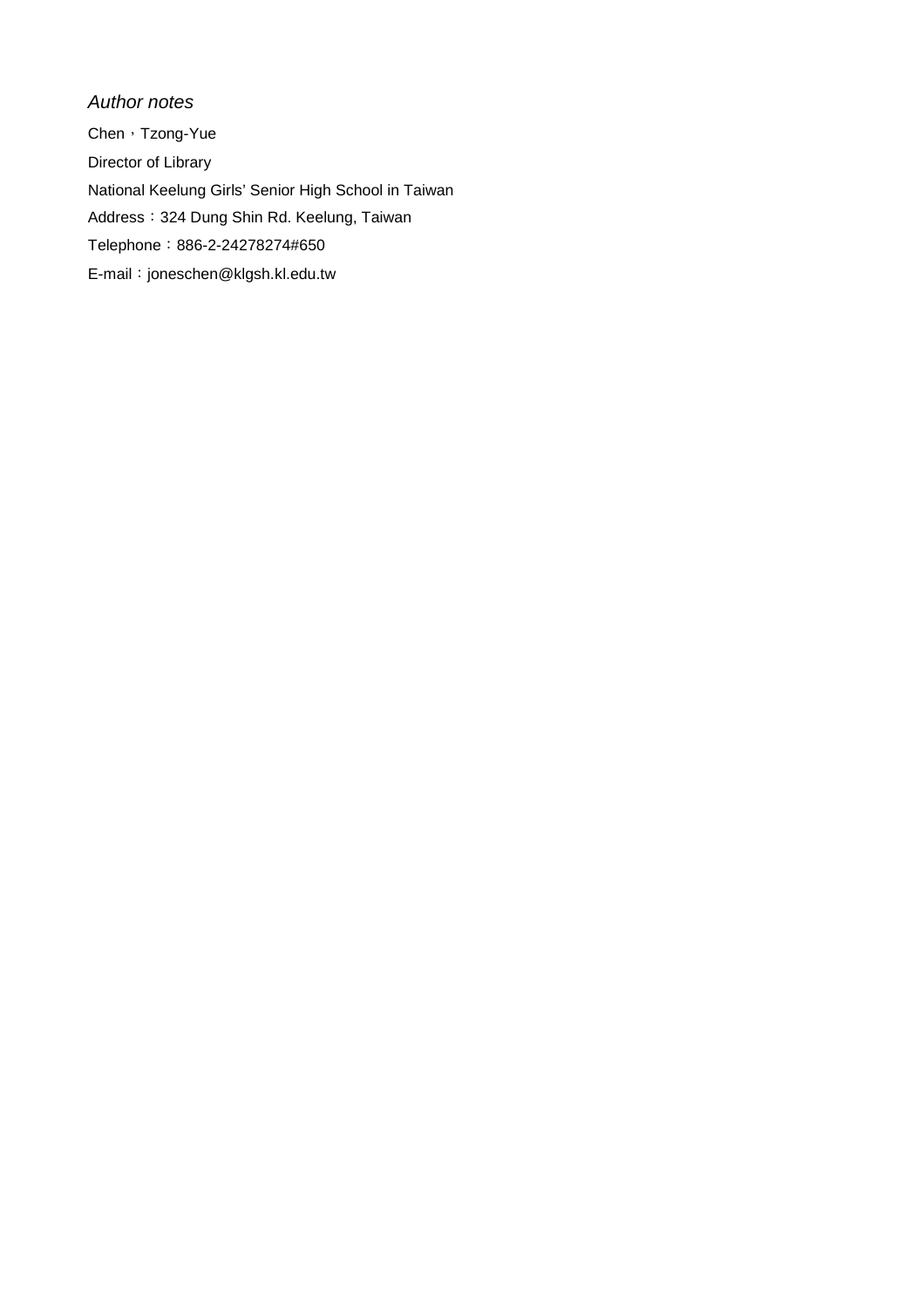*Author notes*

Chen，Tzong-Yue

Director of Library

National Keelung Girls' Senior High School in Taiwan

Address：324 Dung Shin Rd. Keelung, Taiwan

Telephone：886-2-24278274#650

E-mail：joneschen@klgsh.kl.edu.tw